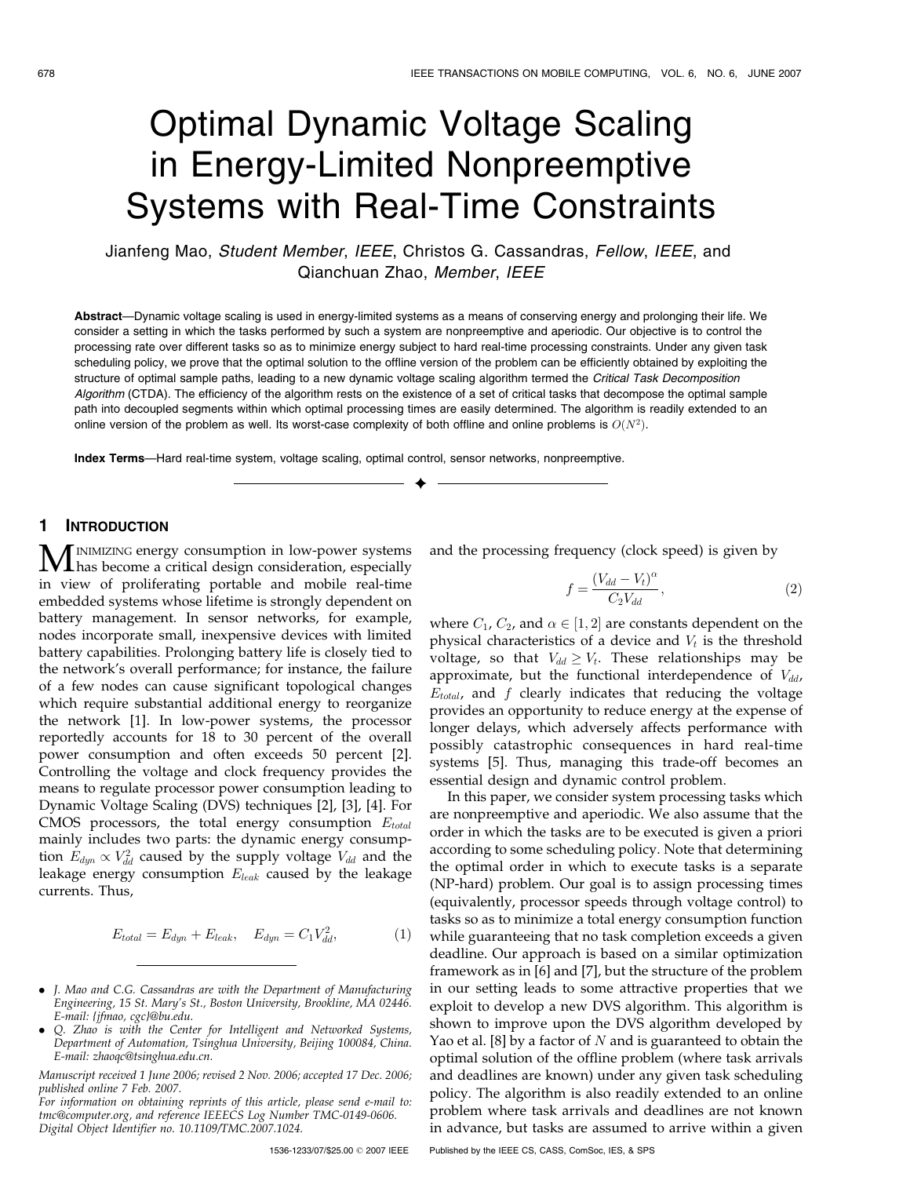# Optimal Dynamic Voltage Scaling in Energy-Limited Nonpreemptive Systems with Real-Time Constraints

Jianfeng Mao, *Student Member*, *IEEE*, Christos G. Cassandras, *Fellow*, *IEEE*, and Qianchuan Zhao, *Member*, *IEEE*

**Abstract**—Dynamic voltage scaling is used in energy-limited systems as a means of conserving energy and prolonging their life. We consider a setting in which the tasks performed by such a system are nonpreemptive and aperiodic. Our objective is to control the processing rate over different tasks so as to minimize energy subject to hard real-time processing constraints. Under any given task scheduling policy, we prove that the optimal solution to the offline version of the problem can be efficiently obtained by exploiting the structure of optimal sample paths, leading to a new dynamic voltage scaling algorithm termed the *Critical Task Decomposition Algorithm* (CTDA). The efficiency of the algorithm rests on the existence of a set of critical tasks that decompose the optimal sample path into decoupled segments within which optimal processing times are easily determined. The algorithm is readily extended to an online version of the problem as well. Its worst-case complexity of both offline and online problems is $O(N^2)$.

**Index Terms**—Hard real-time system, voltage scaling, optimal control, sensor networks, nonpreemptive.

## 1 Introduction

Minimizing energy consumption in low-power systems has become a critical design consideration, especially in view of proliferating portable and mobile real-time embedded systems whose lifetime is strongly dependent on battery management. In sensor networks, for example, nodes incorporate small, inexpensive devices with limited battery capabilities. Prolonging battery life is closely tied to the network's overall performance; for instance, the failure of a few nodes can cause significant topological changes which require substantial additional energy to reorganize the network [1]. In low-power systems, the processor reportedly accounts for 18 to 30 percent of the overall power consumption and often exceeds 50 percent [2]. Controlling the voltage and clock frequency provides the means to regulate processor power consumption leading to Dynamic Voltage Scaling (DVS) techniques [2], [3], [4]. For CMOS processors, the total energy consumption $E_{total}$ mainly includes two parts: the dynamic energy consumption $E_{dyn} \propto V_{dd}^2$ caused by the supply voltage $V_{dd}$ and the leakage energy consumption $E_{leak}$ caused by the leakage currents. Thus,

$$E_{total} = E_{dyn} + E_{leak}, \quad E_{dyn} = C_1 V_{dd}^2, \tag{1}$$

and the processing frequency (clock speed) is given by

$$f = \frac{(V_{dd} - V_t)^{\alpha}}{C_2 V_{dd}}, \tag{2}$$

where $C_1$, $C_2$, and $\alpha \in [1, 2]$ are constants dependent on the physical characteristics of a device and $V_t$ is the threshold voltage, so that $V_{dd} \geq V_t$. These relationships may be approximate, but the functional interdependence of $V_{dd}$, $E_{total}$, and $f$ clearly indicates that reducing the voltage provides an opportunity to reduce energy at the expense of longer delays, which adversely affects performance with possibly catastrophic consequences in hard real-time systems [5]. Thus, managing this trade-off becomes an essential design and dynamic control problem.

In this paper, we consider system processing tasks which are nonpreemptive and aperiodic. We also assume that the order in which the tasks are to be executed is given a priori according to some scheduling policy. Note that determining the optimal order in which to execute tasks is a separate (NP-hard) problem. Our goal is to assign processing times (equivalently, processor speeds through voltage control) to tasks so as to minimize a total energy consumption function while guaranteeing that no task completion exceeds a given deadline. Our approach is based on a similar optimization framework as in [6] and [7], but the structure of the problem in our setting leads to some attractive properties that we exploit to develop a new DVS algorithm. This algorithm is shown to improve upon the DVS algorithm developed by Yao et al. [8] by a factor of $N$ and is guaranteed to obtain the optimal solution of the offline problem (where task arrivals and deadlines are known) under any given task scheduling policy. The algorithm is also readily extended to an online problem where task arrivals and deadlines are not known in advance, but tasks are assumed to arrive within a given

---

- J. Mao and C.G. Cassandras are with the Department of Manufacturing Engineering, 15 St. Mary's St., Boston University, Brookline, MA 02446. E-mail: {jfmao, cgc}@bu.edu.
- Q. Zhao is with the Center for Intelligent and Networked Systems, Department of Automation, Tsinghua University, Beijing 100084, China. E-mail: zhaoqc@tsinghua.edu.cn.

Manuscript received 1 June 2006; revised 2 Nov. 2006; accepted 17 Dec. 2006; published online 7 Feb. 2007.
For information on obtaining reprints of this article, please send e-mail to: tmc@computer.org, and reference IEEECS Log Number TMC-0149-0606.
Digital Object Identifier no. 10.1109/TMC.2007.1024.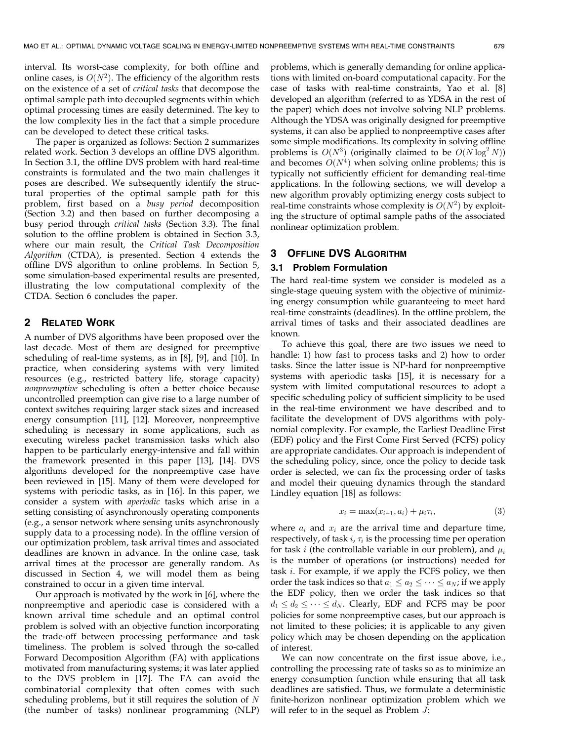interval. Its worst-case complexity, for both offline and online cases, is $O(N^2)$. The efficiency of the algorithm rests on the existence of a set of *critical tasks* that decompose the optimal sample path into decoupled segments within which optimal processing times are easily determined. The key to the low complexity lies in the fact that a simple procedure can be developed to detect these critical tasks.

The paper is organized as follows: Section 2 summarizes related work. Section 3 develops an offline DVS algorithm. In Section 3.1, the offline DVS problem with hard real-time constraints is formulated and the two main challenges it poses are described. We subsequently identify the structural properties of the optimal sample path for this problem, first based on a *busy period* decomposition (Section 3.2) and then based on further decomposing a busy period through *critical tasks* (Section 3.3). The final solution to the offline problem is obtained in Section 3.3, where our main result, the *Critical Task Decomposition Algorithm* (CTDA), is presented. Section 4 extends the offline DVS algorithm to online problems. In Section 5, some simulation-based experimental results are presented, illustrating the low computational complexity of the CTDA. Section 6 concludes the paper.

## 2 Related Work

A number of DVS algorithms have been proposed over the last decade. Most of them are designed for preemptive scheduling of real-time systems, as in [8], [9], and [10]. In practice, when considering systems with very limited resources (e.g., restricted battery life, storage capacity) *nonpreemptive* scheduling is often a better choice because uncontrolled preemption can give rise to a large number of context switches requiring larger stack sizes and increased energy consumption [11], [12]. Moreover, nonpreemptive scheduling is necessary in some applications, such as executing wireless packet transmission tasks which also happen to be particularly energy-intensive and fall within the framework presented in this paper [13], [14]. DVS algorithms developed for the nonpreemptive case have been reviewed in [15]. Many of them were developed for systems with periodic tasks, as in [16]. In this paper, we consider a system with *aperiodic* tasks which arise in a setting consisting of asynchronously operating components (e.g., a sensor network where sensing units asynchronously supply data to a processing node). In the offline version of our optimization problem, task arrival times and associated deadlines are known in advance. In the online case, task arrival times at the processor are generally random. As discussed in Section 4, we will model them as being constrained to occur in a given time interval.

Our approach is motivated by the work in [6], where the nonpreemptive and aperiodic case is considered with a known arrival time schedule and an optimal control problem is solved with an objective function incorporating the trade-off between processing performance and task timeliness. The problem is solved through the so-called Forward Decomposition Algorithm (FA) with applications motivated from manufacturing systems; it was later applied to the DVS problem in [17]. The FA can avoid the combinatorial complexity that often comes with such scheduling problems, but it still requires the solution of $N$ (the number of tasks) nonlinear programming (NLP) problems, which is generally demanding for online applications with limited on-board computational capacity. For the case of tasks with real-time constraints, Yao et al. [8] developed an algorithm (referred to as YDSA in the rest of the paper) which does not involve solving NLP problems. Although the YDSA was originally designed for preemptive systems, it can also be applied to nonpreemptive cases after some simple modifications. Its complexity in solving offline problems is $O(N^3)$ (originally claimed to be $O(N \log^2 N)$) and becomes $O(N^4)$ when solving online problems; this is typically not sufficiently efficient for demanding real-time applications. In the following sections, we will develop a new algorithm provably optimizing energy costs subject to real-time constraints whose complexity is $O(N^2)$ by exploiting the structure of optimal sample paths of the associated nonlinear optimization problem.

## 3 Offline DVS Algorithm

### 3.1 Problem Formulation

The hard real-time system we consider is modeled as a single-stage queuing system with the objective of minimizing energy consumption while guaranteeing to meet hard real-time constraints (deadlines). In the offline problem, the arrival times of tasks and their associated deadlines are known.

To achieve this goal, there are two issues we need to handle: 1) how fast to process tasks and 2) how to order tasks. Since the latter issue is NP-hard for nonpreemptive systems with aperiodic tasks [15], it is necessary for a system with limited computational resources to adopt a specific scheduling policy of sufficient simplicity to be used in the real-time environment we have described and to facilitate the development of DVS algorithms with polynomial complexity. For example, the Earliest Deadline First (EDF) policy and the First Come First Served (FCFS) policy are appropriate candidates. Our approach is independent of the scheduling policy, since, once the policy to decide task order is selected, we can fix the processing order of tasks and model their queuing dynamics through the standard Lindley equation [18] as follows:

$$x_i = \max(x_{i-1}, a_i) + \mu_i \tau_i, \tag{3}$$

where $a_i$ and $x_i$ are the arrival time and departure time, respectively, of task $i$, $\tau_i$ is the processing time per operation for task $i$ (the controllable variable in our problem), and $\mu_i$ is the number of operations (or instructions) needed for task $i$. For example, if we apply the FCFS policy, we then order the task indices so that $a_1 \leq a_2 \leq \cdots \leq a_N$; if we apply the EDF policy, then we order the task indices so that $d_1 \leq d_2 \leq \cdots \leq d_N$. Clearly, EDF and FCFS may be poor policies for some nonpreemptive cases, but our approach is not limited to these policies; it is applicable to any given policy which may be chosen depending on the application of interest.

We can now concentrate on the first issue above, i.e., controlling the processing rate of tasks so as to minimize an energy consumption function while ensuring that all task deadlines are satisfied. Thus, we formulate a deterministic finite-horizon nonlinear optimization problem which we will refer to in the sequel as Problem $J$: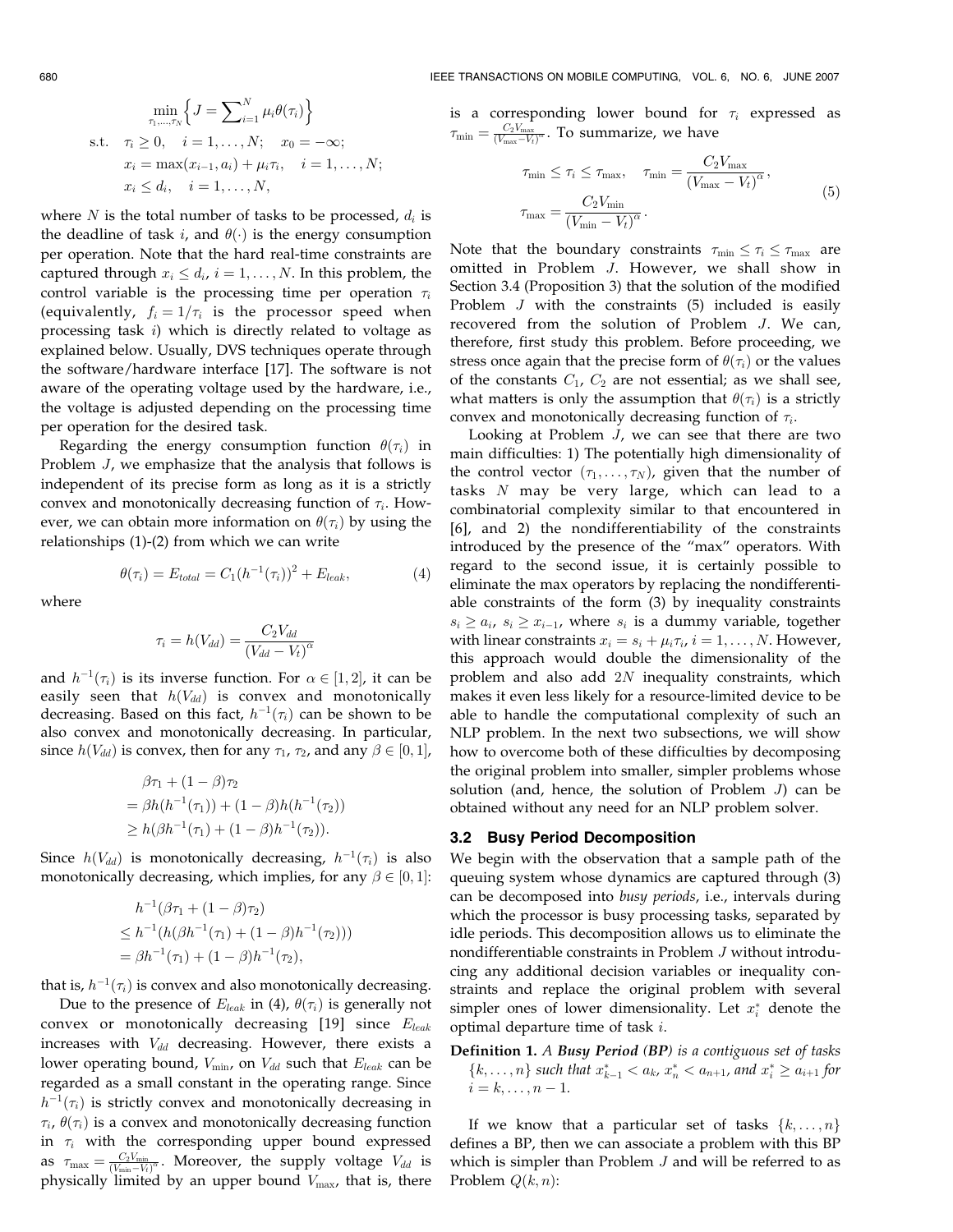$$
\begin{aligned}
&\min_{\tau_1,\ldots,\tau_N} \left\{ J = \sum\nolimits_{i=1}^{N} \mu_i \theta(\tau_i) \right\} \\
\text{s.t.}\quad & \tau_i \geq 0, \quad i = 1, \ldots, N; \quad x_0 = -\infty; \\
& x_i = \max(x_{i-1}, a_i) + \mu_i \tau_i, \quad i = 1, \ldots, N; \\
& x_i \leq d_i, \quad i = 1, \ldots, N,
\end{aligned}
$$

where $N$ is the total number of tasks to be processed, $d_i$ is the deadline of task $i$, and $\theta(\cdot)$ is the energy consumption per operation. Note that the hard real-time constraints are captured through $x_i \leq d_i$, $i = 1, \ldots, N$. In this problem, the control variable is the processing time per operation $\tau_i$ (equivalently, $f_i = 1/\tau_i$ is the processor speed when processing task $i$) which is directly related to voltage as explained below. Usually, DVS techniques operate through the software/hardware interface [17]. The software is not aware of the operating voltage used by the hardware, i.e., the voltage is adjusted depending on the processing time per operation for the desired task.

Regarding the energy consumption function $\theta(\tau_i)$ in Problem $J$, we emphasize that the analysis that follows is independent of its precise form as long as it is a strictly convex and monotonically decreasing function of $\tau_i$. However, we can obtain more information on $\theta(\tau_i)$ by using the relationships (1)-(2) from which we can write

$$
\theta(\tau_i) = E_{total} = C_1 (h^{-1}(\tau_i))^2 + E_{leak}, \tag{4}
$$

where

$$
\tau_i = h(V_{dd}) = \frac{C_2 V_{dd}}{(V_{dd} - V_t)^{\alpha}}
$$

and $h^{-1}(\tau_i)$ is its inverse function. For $\alpha \in [1, 2]$, it can be easily seen that $h(V_{dd})$ is convex and monotonically decreasing. Based on this fact, $h^{-1}(\tau_i)$ can be shown to be also convex and monotonically decreasing. In particular, since $h(V_{dd})$ is convex, then for any $\tau_1$, $\tau_2$, and any $\beta \in [0, 1]$,

$$
\begin{aligned}
&\beta\tau_1 + (1-\beta)\tau_2 \\
&= \beta h(h^{-1}(\tau_1)) + (1-\beta) h(h^{-1}(\tau_2)) \\
&\geq h(\beta h^{-1}(\tau_1) + (1-\beta) h^{-1}(\tau_2)).
\end{aligned}
$$

Since $h(V_{dd})$ is monotonically decreasing, $h^{-1}(\tau_i)$ is also monotonically decreasing, which implies, for any $\beta \in [0, 1]$:

$$
\begin{aligned}
&h^{-1}(\beta\tau_1 + (1-\beta)\tau_2) \\
&\leq h^{-1}(h(\beta h^{-1}(\tau_1) + (1-\beta) h^{-1}(\tau_2))) \\
&= \beta h^{-1}(\tau_1) + (1-\beta) h^{-1}(\tau_2),
\end{aligned}
$$

that is, $h^{-1}(\tau_i)$ is convex and also monotonically decreasing.

Due to the presence of $E_{leak}$ in (4), $\theta(\tau_i)$ is generally not convex or monotonically decreasing [19] since $E_{leak}$ increases with $V_{dd}$ decreasing. However, there exists a lower operating bound, $V_{\min}$, on $V_{dd}$ such that $E_{leak}$ can be regarded as a small constant in the operating range. Since $h^{-1}(\tau_i)$ is strictly convex and monotonically decreasing in $\tau_i$, $\theta(\tau_i)$ is a convex and monotonically decreasing function in $\tau_i$ with the corresponding upper bound expressed as $\tau_{\max} = \frac{C_2 V_{\min}}{(V_{\min} - V_t)^{\alpha}}$. Moreover, the supply voltage $V_{dd}$ is physically limited by an upper bound $V_{\max}$, that is, there is a corresponding lower bound for $\tau_i$ expressed as $\tau_{\min} = \frac{C_2 V_{\max}}{(V_{\max} - V_t)^{\alpha}}$. To summarize, we have

$$
\begin{aligned}
&\tau_{\min} \leq \tau_i \leq \tau_{\max}, \quad \tau_{\min} = \frac{C_2 V_{\max}}{(V_{\max} - V_t)^{\alpha}}, \\
&\tau_{\max} = \frac{C_2 V_{\min}}{(V_{\min} - V_t)^{\alpha}}.
\end{aligned} \tag{5}
$$

Note that the boundary constraints $\tau_{\min} \leq \tau_i \leq \tau_{\max}$ are omitted in Problem $J$. However, we shall show in Section 3.4 (Proposition 3) that the solution of the modified Problem $J$ with the constraints (5) included is easily recovered from the solution of Problem $J$. We can, therefore, first study this problem. Before proceeding, we stress once again that the precise form of $\theta(\tau_i)$ or the values of the constants $C_1$, $C_2$ are not essential; as we shall see, what matters is only the assumption that $\theta(\tau_i)$ is a strictly convex and monotonically decreasing function of $\tau_i$.

Looking at Problem $J$, we can see that there are two main difficulties: 1) The potentially high dimensionality of the control vector $(\tau_1, \ldots, \tau_N)$, given that the number of tasks $N$ may be very large, which can lead to a combinatorial complexity similar to that encountered in [6], and 2) the nondifferentiability of the constraints introduced by the presence of the "max" operators. With regard to the second issue, it is certainly possible to eliminate the max operators by replacing the nondifferentiable constraints of the form (3) by inequality constraints $s_i \geq a_i$, $s_i \geq x_{i-1}$, where $s_i$ is a dummy variable, together with linear constraints $x_i = s_i + \mu_i \tau_i$, $i = 1, \ldots, N$. However, this approach would double the dimensionality of the problem and also add $2N$ inequality constraints, which makes it even less likely for a resource-limited device to be able to handle the computational complexity of such an NLP problem. In the next two subsections, we will show how to overcome both of these difficulties by decomposing the original problem into smaller, simpler problems whose solution (and, hence, the solution of Problem $J$) can be obtained without any need for an NLP problem solver.

### 3.2 Busy Period Decomposition

We begin with the observation that a sample path of the queuing system whose dynamics are captured through (3) can be decomposed into *busy periods*, i.e., intervals during which the processor is busy processing tasks, separated by idle periods. This decomposition allows us to eliminate the nondifferentiable constraints in Problem $J$ without introducing any additional decision variables or inequality constraints and replace the original problem with several simpler ones of lower dimensionality. Let $x_i^*$ denote the optimal departure time of task $i$.

**Definition 1.** *A **Busy Period (BP)** is a contiguous set of tasks $\{k, \ldots, n\}$ such that $x_{k-1}^* < a_k$, $x_n^* < a_{n+1}$, and $x_i^* \geq a_{i+1}$ for $i = k, \ldots, n-1$.*

If we know that a particular set of tasks $\{k, \ldots, n\}$ defines a BP, then we can associate a problem with this BP which is simpler than Problem $J$ and will be referred to as Problem $Q(k, n)$: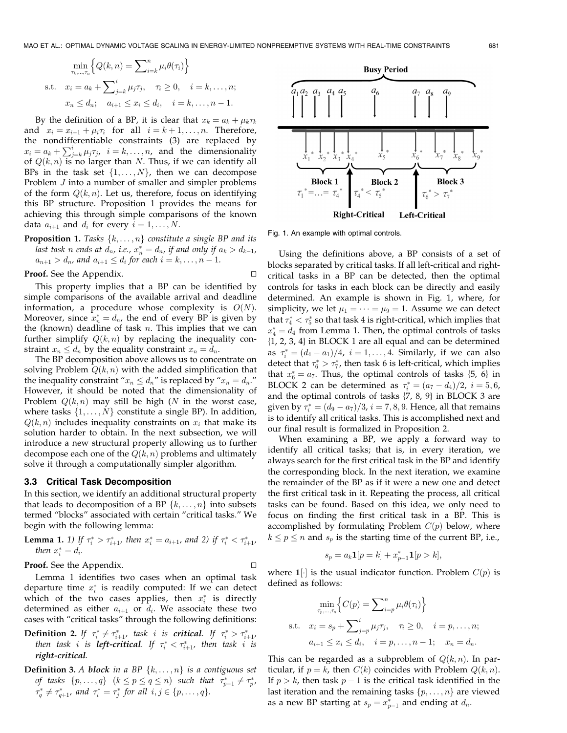$$\min_{\tau_k,\ldots,\tau_n} \left\{ Q(k,n) = \sum\nolimits_{i=k}^{n} \mu_i \theta(\tau_i) \right\}$$

$$\text{s.t.} \quad x_i = a_k + \sum\nolimits_{j=k}^{i} \mu_j \tau_j, \quad \tau_i \geq 0, \quad i = k, \ldots, n;$$

$$x_n \leq d_n; \quad a_{i+1} \leq x_i \leq d_i, \quad i = k, \ldots, n-1.$$

By the definition of a BP, it is clear that $x_k = a_k + \mu_k \tau_k$ and $x_i = x_{i-1} + \mu_i \tau_i$ for all $i = k+1, \ldots, n$. Therefore, the nondifferentiable constraints (3) are replaced by $x_i = a_k + \sum_{j=k}^{i} \mu_j \tau_j$, $i = k, \ldots, n$, and the dimensionality of $Q(k,n)$ is no larger than $N$. Thus, if we can identify all BPs in the task set $\{1, \ldots, N\}$, then we can decompose Problem $J$ into a number of smaller and simpler problems of the form $Q(k,n)$. Let us, therefore, focus on identifying this BP structure. Proposition 1 provides the means for achieving this through simple comparisons of the known data $a_{i+1}$ and $d_i$ for every $i = 1, \ldots, N$.

**Proposition 1.** *Tasks $\{k, \ldots, n\}$ constitute a single BP and its last task $n$ ends at $d_n$, i.e., $x_n^* = d_n$, if and only if $a_k > d_{k-1}$, $a_{n+1} > d_n$, and $a_{i+1} \leq d_i$ for each $i = k, \ldots, n-1$.*

**Proof.** See the Appendix. □

This property implies that a BP can be identified by simple comparisons of the available arrival and deadline information, a procedure whose complexity is $O(N)$. Moreover, since $x_n^* = d_n$, the end of every BP is given by the (known) deadline of task $n$. This implies that we can further simplify $Q(k,n)$ by replacing the inequality constraint $x_n \leq d_n$ by the equality constraint $x_n = d_n$.

The BP decomposition above allows us to concentrate on solving Problem $Q(k,n)$ with the added simplification that the inequality constraint "$x_n \leq d_n$" is replaced by "$x_n = d_n$." However, it should be noted that the dimensionality of Problem $Q(k,n)$ may still be high ($N$ in the worst case, where tasks $\{1, \ldots, N\}$ constitute a single BP). In addition, $Q(k,n)$ includes inequality constraints on $x_i$ that make its solution harder to obtain. In the next subsection, we will introduce a new structural property allowing us to further decompose each one of the $Q(k,n)$ problems and ultimately solve it through a computationally simpler algorithm.

### 3.3 Critical Task Decomposition

In this section, we identify an additional structural property that leads to decomposition of a BP $\{k, \ldots, n\}$ into subsets termed "blocks" associated with certain "critical tasks." We begin with the following lemma:

**Lemma 1.** *1) If $\tau_i^* > \tau_{i+1}^*$, then $x_i^* = a_{i+1}$, and 2) if $\tau_i^* < \tau_{i+1}^*$, then $x_i^* = d_i$.*

**Proof.** See the Appendix. □

Lemma 1 identifies two cases when an optimal task departure time $x_i^*$ is readily computed: If we can detect which of the two cases applies, then $x_i^*$ is directly determined as either $a_{i+1}$ or $d_i$. We associate these two cases with "critical tasks" through the following definitions:

**Definition 2.** *If $\tau_i^* \neq \tau_{i+1}^*$, task $i$ is **critical**. If $\tau_i^* > \tau_{i+1}^*$, then task $i$ is **left-critical**. If $\tau_i^* < \tau_{i+1}^*$, then task $i$ is **right-critical**.*

**Definition 3.** *A **block** in a BP $\{k, \ldots, n\}$ is a contiguous set of tasks $\{p, \ldots, q\}$ $(k \leq p \leq q \leq n)$ such that $\tau_{p-1}^* \neq \tau_p^*$, $\tau_q^* \neq \tau_{q+1}^*$, and $\tau_i^* = \tau_j^*$ for all $i, j \in \{p, \ldots, q\}$.*

Fig. 1. An example with optimal controls.

Using the definitions above, a BP consists of a set of blocks separated by critical tasks. If all left-critical and right-critical tasks in a BP can be detected, then the optimal controls for tasks in each block can be directly and easily determined. An example is shown in Fig. 1, where, for simplicity, we let $\mu_1 = \cdots = \mu_9 = 1$. Assume we can detect that $\tau_4^* < \tau_5^*$ so that task 4 is right-critical, which implies that $x_4^* = d_4$ from Lemma 1. Then, the optimal controls of tasks {1, 2, 3, 4} in BLOCK 1 are all equal and can be determined as $\tau_i^* = (d_4 - a_1)/4$, $i = 1, \ldots, 4$. Similarly, if we can also detect that $\tau_6^* > \tau_7^*$, then task 6 is left-critical, which implies that $x_6^* = a_7$. Thus, the optimal controls of tasks {5, 6} in BLOCK 2 can be determined as $\tau_i^* = (a_7 - d_4)/2$, $i = 5, 6$, and the optimal controls of tasks {7, 8, 9} in BLOCK 3 are given by $\tau_i^* = (d_9 - a_7)/3$, $i = 7, 8, 9$. Hence, all that remains is to identify all critical tasks. This is accomplished next and our final result is formalized in Proposition 2.

When examining a BP, we apply a forward way to identify all critical tasks; that is, in every iteration, we always search for the first critical task in the BP and identify the corresponding block. In the next iteration, we examine the remainder of the BP as if it were a new one and detect the first critical task in it. Repeating the process, all critical tasks can be found. Based on this idea, we only need to focus on finding the first critical task in a BP. This is accomplished by formulating Problem $C(p)$ below, where $k \leq p \leq n$ and $s_p$ is the starting time of the current BP, i.e.,

$$s_p = a_k \mathbf{1}[p = k] + x_{p-1}^* \mathbf{1}[p > k],$$

where $\mathbf{1}[\cdot]$ is the usual indicator function. Problem $C(p)$ is defined as follows:

$$\min_{\tau_p,\ldots,\tau_n} \left\{ C(p) = \sum\nolimits_{i=p}^{n} \mu_i \theta(\tau_i) \right\}$$

$$\text{s.t.} \quad x_i = s_p + \sum\nolimits_{j=p}^{i} \mu_j \tau_j, \quad \tau_i \geq 0, \quad i = p, \ldots, n;$$

$$a_{i+1} \leq x_i \leq d_i, \quad i = p, \ldots, n-1; \quad x_n = d_n.$$

This can be regarded as a subproblem of $Q(k,n)$. In particular, if $p = k$, then $C(k)$ coincides with Problem $Q(k,n)$. If $p > k$, then task $p-1$ is the critical task identified in the last iteration and the remaining tasks $\{p, \ldots, n\}$ are viewed as a new BP starting at $s_p = x_{p-1}^*$ and ending at $d_n$.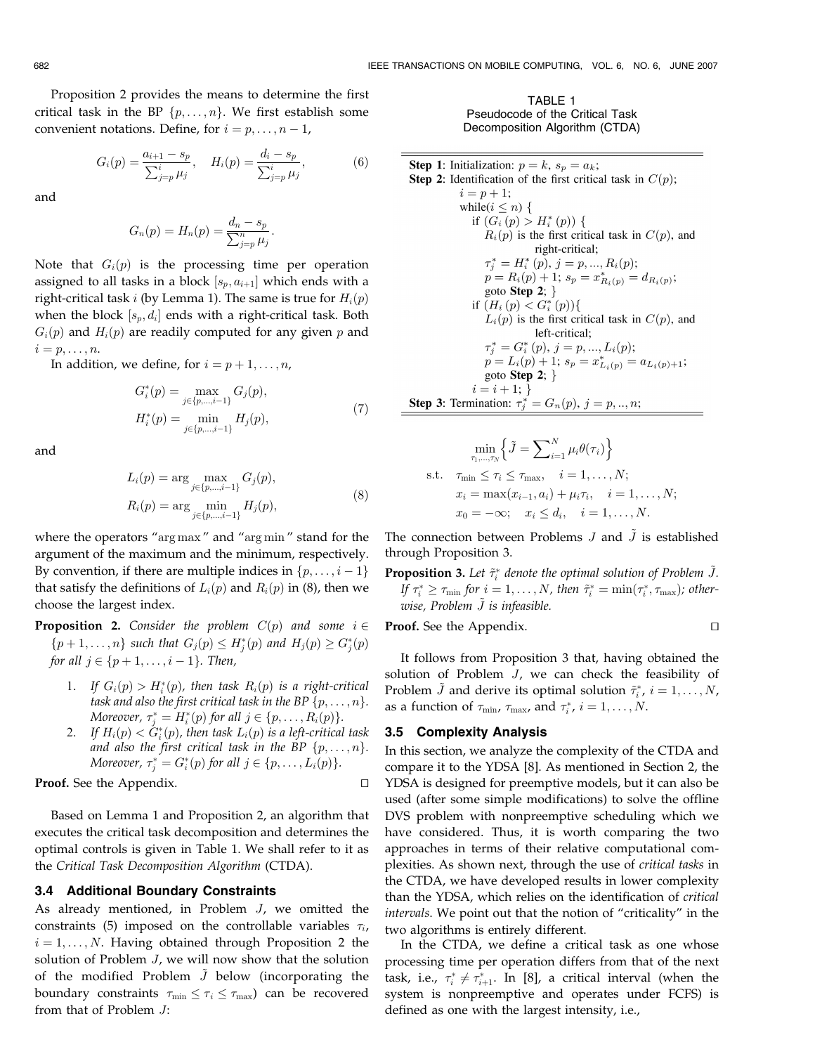Proposition 2 provides the means to determine the first critical task in the BP $\{p, \ldots, n\}$. We first establish some convenient notations. Define, for $i = p, \ldots, n-1$,

$$G_i(p) = \frac{a_{i+1} - s_p}{\sum_{j=p}^{i} \mu_j}, \quad H_i(p) = \frac{d_i - s_p}{\sum_{j=p}^{i} \mu_j}, \tag{6}$$

and

$$G_n(p) = H_n(p) = \frac{d_n - s_p}{\sum_{j=p}^{n} \mu_j}.$$

Note that $G_i(p)$ is the processing time per operation assigned to all tasks in a block $[s_p, a_{i+1}]$ which ends with a right-critical task $i$ (by Lemma 1). The same is true for $H_i(p)$ when the block $[s_p, d_i]$ ends with a right-critical task. Both $G_i(p)$ and $H_i(p)$ are readily computed for any given $p$ and $i = p, \ldots, n$.

In addition, we define, for $i = p+1, \ldots, n$,

$$\begin{aligned} G_i^*(p) &= \max_{j \in \{p, \ldots, i-1\}} G_j(p), \\ H_i^*(p) &= \min_{j \in \{p, \ldots, i-1\}} H_j(p), \end{aligned} \tag{7}$$

and

$$\begin{aligned} L_i(p) &= \arg \max_{j \in \{p, \ldots, i-1\}} G_j(p), \\ R_i(p) &= \arg \min_{j \in \{p, \ldots, i-1\}} H_j(p), \end{aligned} \tag{8}$$

where the operators "arg max" and "arg min" stand for the argument of the maximum and the minimum, respectively. By convention, if there are multiple indices in $\{p, \ldots, i-1\}$ that satisfy the definitions of $L_i(p)$ and $R_i(p)$ in (8), then we choose the largest index.

**Proposition 2.** *Consider the problem $C(p)$ and some $i \in \{p+1, \ldots, n\}$ such that $G_j(p) \leq H_j^*(p)$ and $H_j(p) \geq G_j^*(p)$ for all $j \in \{p+1, \ldots, i-1\}$. Then,*

1. *If $G_i(p) > H_i^*(p)$, then task $R_i(p)$ is a right-critical task and also the first critical task in the BP $\{p, \ldots, n\}$. Moreover, $\tau_j^* = H_i^*(p)$ for all $j \in \{p, \ldots, R_i(p)\}$.*
2. *If $H_i(p) < G_i^*(p)$, then task $L_i(p)$ is a left-critical task and also the first critical task in the BP $\{p, \ldots, n\}$. Moreover, $\tau_j^* = G_i^*(p)$ for all $j \in \{p, \ldots, L_i(p)\}$.*

**Proof.** See the Appendix. □

Based on Lemma 1 and Proposition 2, an algorithm that executes the critical task decomposition and determines the optimal controls is given in Table 1. We shall refer to it as the *Critical Task Decomposition Algorithm* (CTDA).

TABLE 1
Pseudocode of the Critical Task Decomposition Algorithm (CTDA)

```
Step 1: Initialization: p = k, s_p = a_k;
Step 2: Identification of the first critical task in C(p);
        i = p + 1;
        while(i <= n) {
          if (G_i(p) > H*_i(p)) {
             R_i(p) is the first critical task in C(p), and
                  right-critical;
             τ*_j = H*_i(p), j = p, ..., R_i(p);
             p = R_i(p) + 1; s_p = x*_{R_i(p)} = d_{R_i(p)};
             goto Step 2; }
          if (H_i(p) < G*_i(p)){
             L_i(p) is the first critical task in C(p), and
                  left-critical;
             τ*_j = G*_i(p), j = p, ..., L_i(p);
             p = L_i(p) + 1; s_p = x*_{L_i(p)} = a_{L_i(p)+1};
             goto Step 2; }
          i = i + 1; }
Step 3: Termination: τ*_j = G_n(p), j = p, .., n;
```

### 3.4 Additional Boundary Constraints

As already mentioned, in Problem $J$, we omitted the constraints (5) imposed on the controllable variables $\tau_i$, $i = 1, \ldots, N$. Having obtained through Proposition 2 the solution of Problem $J$, we will now show that the solution of the modified Problem $\tilde{J}$ below (incorporating the boundary constraints $\tau_{\min} \leq \tau_i \leq \tau_{\max}$) can be recovered from that of Problem $J$:

$$\begin{aligned} &\min_{\tau_1, \ldots, \tau_N} \left\{ \tilde{J} = \sum_{i=1}^{N} \mu_i \theta(\tau_i) \right\} \\ \text{s.t.} \quad &\tau_{\min} \leq \tau_i \leq \tau_{\max}, \quad i = 1, \ldots, N; \\ &x_i = \max(x_{i-1}, a_i) + \mu_i \tau_i, \quad i = 1, \ldots, N; \\ &x_0 = -\infty; \quad x_i \leq d_i, \quad i = 1, \ldots, N. \end{aligned}$$

The connection between Problems $J$ and $\tilde{J}$ is established through Proposition 3.

**Proposition 3.** *Let $\tilde{\tau}_i^*$ denote the optimal solution of Problem $\tilde{J}$. If $\tau_i^* \geq \tau_{\min}$ for $i = 1, \ldots, N$, then $\tilde{\tau}_i^* = \min(\tau_i^*, \tau_{\max})$; otherwise, Problem $\tilde{J}$ is infeasible.*

**Proof.** See the Appendix. □

It follows from Proposition 3 that, having obtained the solution of Problem $J$, we can check the feasibility of Problem $\tilde{J}$ and derive its optimal solution $\tilde{\tau}_i^*$, $i = 1, \ldots, N$, as a function of $\tau_{\min}$, $\tau_{\max}$, and $\tau_i^*$, $i = 1, \ldots, N$.

### 3.5 Complexity Analysis

In this section, we analyze the complexity of the CTDA and compare it to the YDSA [8]. As mentioned in Section 2, the YDSA is designed for preemptive models, but it can also be used (after some simple modifications) to solve the offline DVS problem with nonpreemptive scheduling which we have considered. Thus, it is worth comparing the two approaches in terms of their relative computational complexities. As shown next, through the use of *critical tasks* in the CTDA, we have developed results in lower complexity than the YDSA, which relies on the identification of *critical intervals*. We point out that the notion of "criticality" in the two algorithms is entirely different.

In the CTDA, we define a critical task as one whose processing time per operation differs from that of the next task, i.e., $\tau_i^* \neq \tau_{i+1}^*$. In [8], a critical interval (when the system is nonpreemptive and operates under FCFS) is defined as one with the largest intensity, i.e.,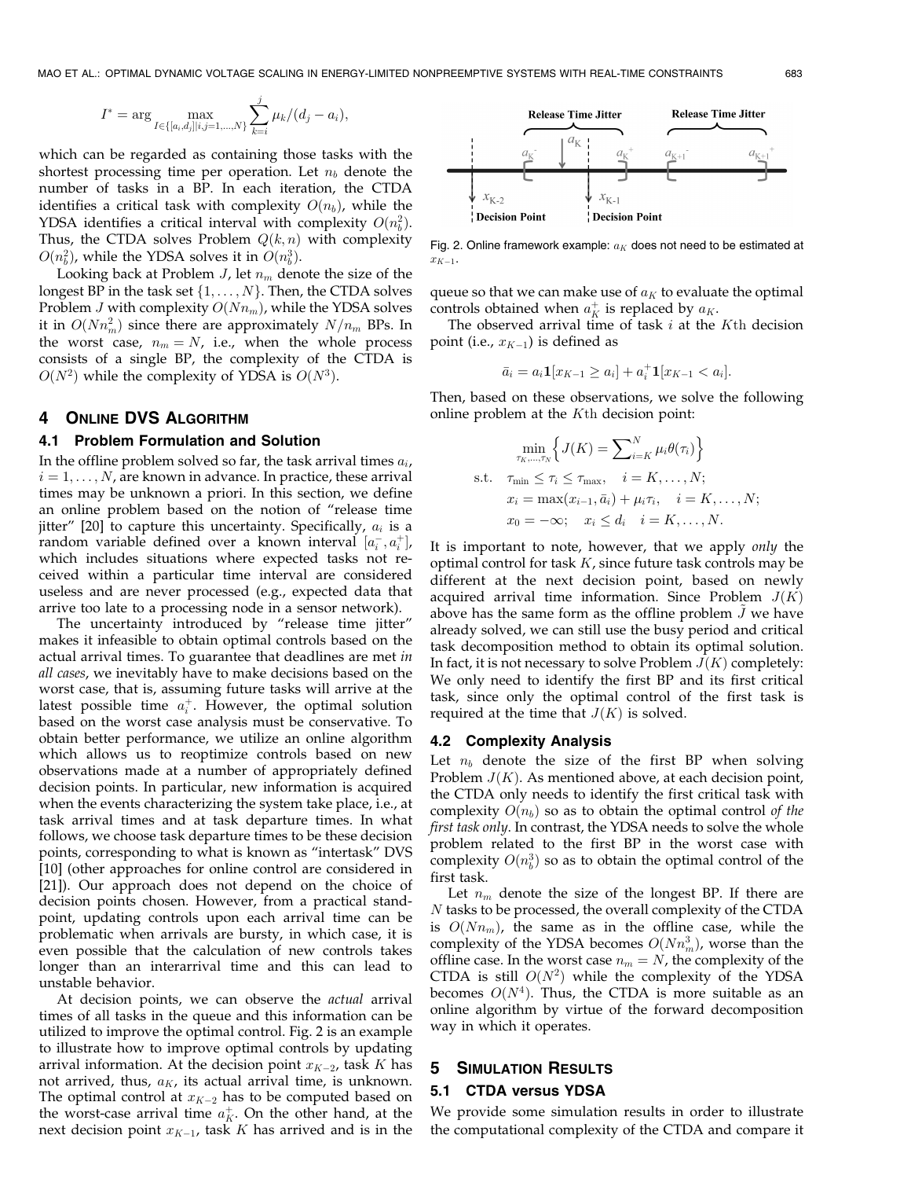$$I^* = \arg \max_{I \in \{[a_i, d_j] | i,j=1,\ldots,N\}} \sum_{k=i}^{j} \mu_k/(d_j - a_i),$$

which can be regarded as containing those tasks with the shortest processing time per operation. Let $n_b$ denote the number of tasks in a BP. In each iteration, the CTDA identifies a critical task with complexity $O(n_b)$, while the YDSA identifies a critical interval with complexity $O(n_b^2)$. Thus, the CTDA solves Problem $Q(k, n)$ with complexity $O(n_b^2)$, while the YDSA solves it in $O(n_b^3)$.

Looking back at Problem $J$, let $n_m$ denote the size of the longest BP in the task set $\{1, \ldots, N\}$. Then, the CTDA solves Problem $J$ with complexity $O(Nn_m)$, while the YDSA solves it in $O(Nn_m^2)$ since there are approximately $N/n_m$ BPs. In the worst case, $n_m = N$, i.e., when the whole process consists of a single BP, the complexity of the CTDA is $O(N^2)$ while the complexity of YDSA is $O(N^3)$.

## 4 Online DVS Algorithm

### 4.1 Problem Formulation and Solution

In the offline problem solved so far, the task arrival times $a_i$, $i = 1, \ldots, N$, are known in advance. In practice, these arrival times may be unknown a priori. In this section, we define an online problem based on the notion of "release time jitter" [20] to capture this uncertainty. Specifically, $a_i$ is a random variable defined over a known interval $[a_i^-, a_i^+]$, which includes situations where expected tasks not received within a particular time interval are considered useless and are never processed (e.g., expected data that arrive too late to a processing node in a sensor network).

The uncertainty introduced by "release time jitter" makes it infeasible to obtain optimal controls based on the actual arrival times. To guarantee that deadlines are met *in all cases*, we inevitably have to make decisions based on the worst case, that is, assuming future tasks will arrive at the latest possible time $a_i^+$. However, the optimal solution based on the worst case analysis must be conservative. To obtain better performance, we utilize an online algorithm which allows us to reoptimize controls based on new observations made at a number of appropriately defined decision points. In particular, new information is acquired when the events characterizing the system take place, i.e., at task arrival times and at task departure times. In what follows, we choose task departure times to be these decision points, corresponding to what is known as "intertask" DVS [10] (other approaches for online control are considered in [21]). Our approach does not depend on the choice of decision points chosen. However, from a practical standpoint, updating controls upon each arrival time can be problematic when arrivals are bursty, in which case, it is even possible that the calculation of new controls takes longer than an interarrival time and this can lead to unstable behavior.

At decision points, we can observe the *actual* arrival times of all tasks in the queue and this information can be utilized to improve the optimal control. Fig. 2 is an example to illustrate how to improve optimal controls by updating arrival information. At the decision point $x_{K-2}$, task $K$ has not arrived, thus, $a_K$, its actual arrival time, is unknown. The optimal control at $x_{K-2}$ has to be computed based on the worst-case arrival time $a_K^+$. On the other hand, at the next decision point $x_{K-1}$, task $K$ has arrived and is in the queue so that we can make use of $a_K$ to evaluate the optimal controls obtained when $a_K^+$ is replaced by $a_K$.

Fig. 2. Online framework example: $a_K$ does not need to be estimated at $x_{K-1}$.

The observed arrival time of task $i$ at the $K$th decision point (i.e., $x_{K-1}$) is defined as

$$\bar{a}_i = a_i \mathbf{1}[x_{K-1} \geq a_i] + a_i^+ \mathbf{1}[x_{K-1} < a_i].$$

Then, based on these observations, we solve the following online problem at the $K$th decision point:

$$\begin{aligned}
&\min_{\tau_K, \ldots, \tau_N} \left\{ J(K) = \sum\nolimits_{i=K}^{N} \mu_i \theta(\tau_i) \right\} \\
\text{s.t.} \quad &\tau_{\min} \leq \tau_i \leq \tau_{\max}, \quad i = K, \ldots, N; \\
&x_i = \max(x_{i-1}, \bar{a}_i) + \mu_i \tau_i, \quad i = K, \ldots, N; \\
&x_0 = -\infty; \quad x_i \leq d_i \quad i = K, \ldots, N.
\end{aligned}$$

It is important to note, however, that we apply *only* the optimal control for task $K$, since future task controls may be different at the next decision point, based on newly acquired arrival time information. Since Problem $J(K)$ above has the same form as the offline problem $\tilde{J}$ we have already solved, we can still use the busy period and critical task decomposition method to obtain its optimal solution. In fact, it is not necessary to solve Problem $J(K)$ completely: We only need to identify the first BP and its first critical task, since only the optimal control of the first task is required at the time that $J(K)$ is solved.

### 4.2 Complexity Analysis

Let $n_b$ denote the size of the first BP when solving Problem $J(K)$. As mentioned above, at each decision point, the CTDA only needs to identify the first critical task with complexity $O(n_b)$ so as to obtain the optimal control *of the first task only*. In contrast, the YDSA needs to solve the whole problem related to the first BP in the worst case with complexity $O(n_b^3)$ so as to obtain the optimal control of the first task.

Let $n_m$ denote the size of the longest BP. If there are $N$ tasks to be processed, the overall complexity of the CTDA is $O(Nn_m)$, the same as in the offline case, while the complexity of the YDSA becomes $O(Nn_m^3)$, worse than the offline case. In the worst case $n_m = N$, the complexity of the CTDA is still $O(N^2)$ while the complexity of the YDSA becomes $O(N^4)$. Thus, the CTDA is more suitable as an online algorithm by virtue of the forward decomposition way in which it operates.

## 5 Simulation Results

### 5.1 CTDA versus YDSA

We provide some simulation results in order to illustrate the computational complexity of the CTDA and compare it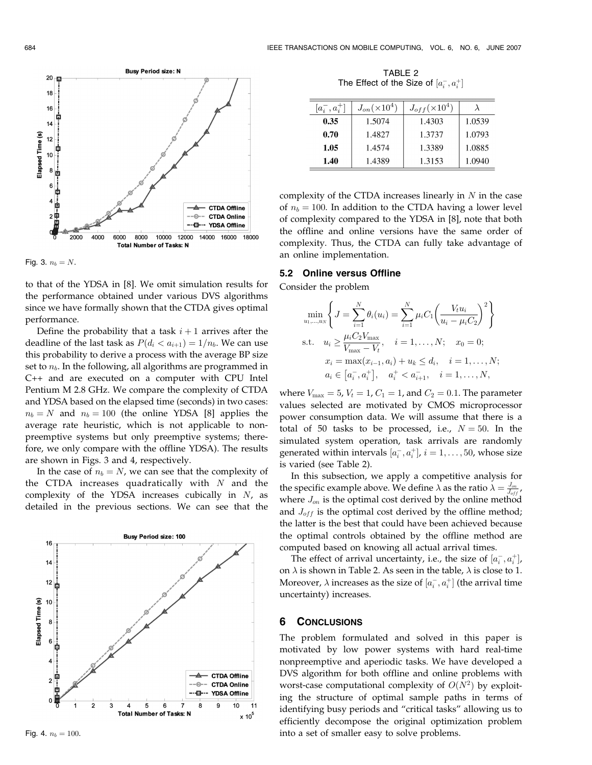Fig. 3. $n_b = N$.

to that of the YDSA in [8]. We omit simulation results for the performance obtained under various DVS algorithms since we have formally shown that the CTDA gives optimal performance.

Define the probability that a task $i+1$ arrives after the deadline of the last task as $P(d_i < a_{i+1}) = 1/n_b$. We can use this probability to derive a process with the average BP size set to $n_b$. In the following, all algorithms are programmed in C++ and are executed on a computer with CPU Intel Pentium M 2.8 GHz. We compare the complexity of CTDA and YDSA based on the elapsed time (seconds) in two cases: $n_b = N$ and $n_b = 100$ (the online YDSA [8] applies the average rate heuristic, which is not applicable to nonpreemptive systems but only preemptive systems; therefore, we only compare with the offline YDSA). The results are shown in Figs. 3 and 4, respectively.

In the case of $n_b = N$, we can see that the complexity of the CTDA increases quadratically with $N$ and the complexity of the YDSA increases cubically in $N$, as detailed in the previous sections. We can see that the complexity of the CTDA increases linearly in $N$ in the case of $n_b = 100$. In addition to the CTDA having a lower level of complexity compared to the YDSA in [8], note that both the offline and online versions have the same order of complexity. Thus, the CTDA can fully take advantage of an online implementation.

Fig. 4. $n_b = 100$.

TABLE 2
The Effect of the Size of $[a_i^-, a_i^+]$

| $[a_i^-, a_i^+]$ | $J_{on}(\times 10^4)$ | $J_{off}(\times 10^4)$ | $\lambda$ |
|---|---|---|---|
| **0.35** | 1.5074 | 1.4303 | 1.0539 |
| **0.70** | 1.4827 | 1.3737 | 1.0793 |
| **1.05** | 1.4574 | 1.3389 | 1.0885 |
| **1.40** | 1.4389 | 1.3153 | 1.0940 |

### 5.2 Online versus Offline

Consider the problem

$$\min_{u_1,\ldots,u_N} \left\{ J = \sum_{i=1}^{N} \theta_i(u_i) = \sum_{i=1}^{N} \mu_i C_1 \left( \frac{V_t u_i}{u_i - \mu_i C_2} \right)^2 \right\}$$

$$\text{s.t.} \quad u_i \geq \frac{\mu_i C_2 V_{\max}}{V_{\max} - V_t}, \quad i = 1, \ldots, N; \quad x_0 = 0;$$

$$x_i = \max(x_{i-1}, a_i) + u_k \leq d_i, \quad i = 1, \ldots, N;$$

$$a_i \in [a_i^-, a_i^+], \quad a_i^+ < a_{i+1}^-, \quad i = 1, \ldots, N,$$

where $V_{\max} = 5$, $V_t = 1$, $C_1 = 1$, and $C_2 = 0.1$. The parameter values selected are motivated by CMOS microprocessor power consumption data. We will assume that there is a total of 50 tasks to be processed, i.e., $N = 50$. In the simulated system operation, task arrivals are randomly generated within intervals $[a_i^-, a_i^+]$, $i = 1, \ldots, 50$, whose size is varied (see Table 2).

In this subsection, we apply a competitive analysis for the specific example above. We define $\lambda$ as the ratio $\lambda = \frac{J_{on}}{J_{off}}$, where $J_{on}$ is the optimal cost derived by the online method and $J_{off}$ is the optimal cost derived by the offline method; the latter is the best that could have been achieved because the optimal controls obtained by the offline method are computed based on knowing all actual arrival times.

The effect of arrival uncertainty, i.e., the size of $[a_i^-, a_i^+]$, on $\lambda$ is shown in Table 2. As seen in the table, $\lambda$ is close to 1. Moreover, $\lambda$ increases as the size of $[a_i^-, a_i^+]$ (the arrival time uncertainty) increases.

## 6 Conclusions

The problem formulated and solved in this paper is motivated by low power systems with hard real-time nonpreemptive and aperiodic tasks. We have developed a DVS algorithm for both offline and online problems with worst-case computational complexity of $O(N^2)$ by exploiting the structure of optimal sample paths in terms of identifying busy periods and "critical tasks" allowing us to efficiently decompose the original optimization problem into a set of smaller easy to solve problems.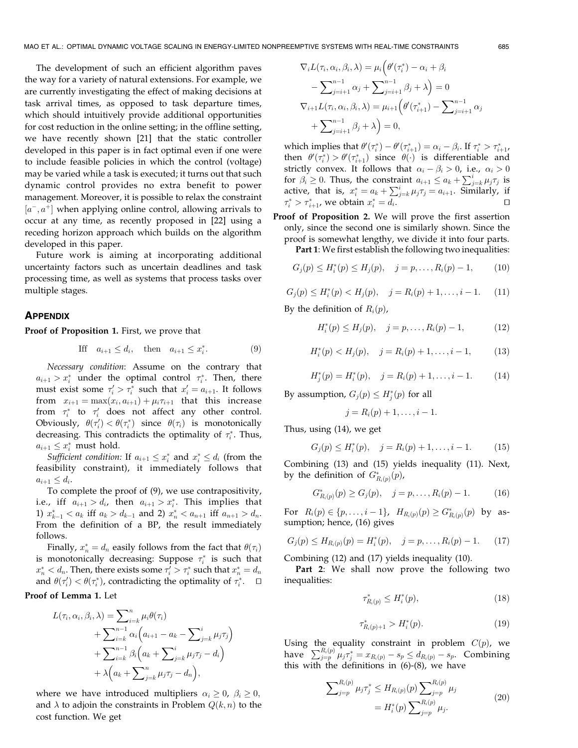The development of such an efficient algorithm paves the way for a variety of natural extensions. For example, we are currently investigating the effect of making decisions at task arrival times, as opposed to task departure times, which should intuitively provide additional opportunities for cost reduction in the online setting; in the offline setting, we have recently shown [21] that the static controller developed in this paper is in fact optimal even if one were to include feasible policies in which the control (voltage) may be varied while a task is executed; it turns out that such dynamic control provides no extra benefit to power management. Moreover, it is possible to relax the constraint $[a^-, a^+]$ when applying online control, allowing arrivals to occur at any time, as recently proposed in [22] using a receding horizon approach which builds on the algorithm developed in this paper.

Future work is aiming at incorporating additional uncertainty factors such as uncertain deadlines and task processing time, as well as systems that process tasks over multiple stages.

## APPENDIX

**Proof of Proposition 1.** First, we prove that

$$\text{Iff} \quad a_{i+1} \le d_i, \quad \text{then} \quad a_{i+1} \le x_i^*. \tag{9}$$

*Necessary condition*: Assume on the contrary that $a_{i+1} > x_i^*$ under the optimal control $\tau_i^*$. Then, there must exist some $\tau_i' > \tau_i^*$ such that $x_i' = a_{i+1}$. It follows from $x_{i+1} = \max(x_i, a_{i+1}) + \mu_i \tau_{i+1}$ that this increase from $\tau_i^*$ to $\tau_i'$ does not affect any other control. Obviously, $\theta(\tau_i') < \theta(\tau_i^*)$ since $\theta(\tau_i)$ is monotonically decreasing. This contradicts the optimality of $\tau_i^*$. Thus, $a_{i+1} \le x_i^*$ must hold.

*Sufficient condition:* If $a_{i+1} \le x_i^*$ and $x_i^* \le d_i$ (from the feasibility constraint), it immediately follows that $a_{i+1} \le d_i$.

To complete the proof of (9), we use contrapositivity, i.e., iff $a_{i+1} > d_i$, then $a_{i+1} > x_i^*$. This implies that 1) $x_{k-1}^* < a_k$ iff $a_k > d_{k-1}$ and 2) $x_n^* < a_{n+1}$ iff $a_{n+1} > d_n$. From the definition of a BP, the result immediately follows.

Finally, $x_n^* = d_n$ easily follows from the fact that $\theta(\tau_i)$ is monotonically decreasing: Suppose $\tau_i^*$ is such that $x_n^* < d_n$. Then, there exists some $\tau_i' > \tau_i^*$ such that $x_n^* = d_n$ and $\theta(\tau_i') < \theta(\tau_i^*)$, contradicting the optimality of $\tau_i^*$. $\square$

**Proof of Lemma 1.** Let

$$\begin{aligned}
L(\tau_i, \alpha_i, \beta_i, \lambda) &= \sum\nolimits_{i=k}^{n} \mu_i \theta(\tau_i) \\
&+ \sum\nolimits_{i=k}^{n-1} \alpha_i \Big( a_{i+1} - a_k - \sum\nolimits_{j=k}^{i} \mu_j \tau_j \Big) \\
&+ \sum\nolimits_{i=k}^{n-1} \beta_i \Big( a_k + \sum\nolimits_{j=k}^{i} \mu_j \tau_j - d_i \Big) \\
&+ \lambda \Big( a_k + \sum\nolimits_{j=k}^{n} \mu_j \tau_j - d_n \Big),
\end{aligned}$$

where we have introduced multipliers $\alpha_i \ge 0$, $\beta_i \ge 0$, and $\lambda$ to adjoin the constraints in Problem $Q(k, n)$ to the cost function. We get

$$\begin{aligned}
\nabla_i L(\tau_i, \alpha_i, \beta_i, \lambda) &= \mu_i \Big( \theta'(\tau_i^*) - \alpha_i + \beta_i \\
&- \sum\nolimits_{j=i+1}^{n-1} \alpha_j + \sum\nolimits_{j=i+1}^{n-1} \beta_j + \lambda \Big) = 0 \\
\nabla_{i+1} L(\tau_i, \alpha_i, \beta_i, \lambda) &= \mu_{i+1} \Big( \theta'(\tau_{i+1}^*) - \sum\nolimits_{j=i+1}^{n-1} \alpha_j \\
&+ \sum\nolimits_{j=i+1}^{n-1} \beta_j + \lambda \Big) = 0,
\end{aligned}$$

which implies that $\theta'(\tau_i^*) - \theta'(\tau_{i+1}^*) = \alpha_i - \beta_i$. If $\tau_i^* > \tau_{i+1}^*$, then $\theta'(\tau_i^*) > \theta'(\tau_{i+1}^*)$ since $\theta(\cdot)$ is differentiable and strictly convex. It follows that $\alpha_i - \beta_i > 0$, i.e., $\alpha_i > 0$ for $\beta_i \ge 0$. Thus, the constraint $a_{i+1} \le a_k + \sum_{j=k}^{i} \mu_j \tau_j$ is active, that is, $x_i^* = a_k + \sum_{j=k}^{i} \mu_j \tau_j = a_{i+1}$. Similarly, if $\tau_i^* > \tau_{i+1}^*$, we obtain $x_i^* = d_i$. $\square$

**Proof of Proposition 2.** We will prove the first assertion only, since the second one is similarly shown. Since the proof is somewhat lengthy, we divide it into four parts.

**Part 1**: We first establish the following two inequalities:

$$G_j(p) \le H_i^*(p) \le H_j(p), \quad j = p, \ldots, R_i(p) - 1, \tag{10}$$

$$G_j(p) \le H_i^*(p) < H_j(p), \quad j = R_i(p) + 1, \ldots, i - 1. \tag{11}$$

By the definition of $R_i(p)$,

$$H_i^*(p) \le H_j(p), \quad j = p, \ldots, R_i(p) - 1, \tag{12}$$

$$H_i^*(p) < H_j(p), \quad j = R_i(p) + 1, \ldots, i - 1, \tag{13}$$

$$H_j^*(p) = H_i^*(p), \quad j = R_i(p) + 1, \ldots, i - 1. \tag{14}$$

By assumption, $G_j(p) \le H_j^*(p)$ for all

$$j = R_i(p) + 1, \ldots, i - 1.$$

Thus, using (14), we get

$$G_j(p) \le H_i^*(p), \quad j = R_i(p) + 1, \ldots, i - 1. \tag{15}$$

Combining (13) and (15) yields inequality (11). Next, by the definition of $G^*_{R_i(p)}(p)$,

$$G^*_{R_i(p)}(p) \ge G_j(p), \quad j = p, \ldots, R_i(p) - 1. \tag{16}$$

For $R_i(p) \in \{p, \ldots, i-1\}$, $H_{R_i(p)}(p) \ge G^*_{R_i(p)}(p)$ by assumption; hence, (16) gives

$$G_j(p) \le H_{R_i(p)}(p) = H_i^*(p), \quad j = p, \ldots, R_i(p) - 1. \tag{17}$$

Combining (12) and (17) yields inequality (10).

**Part 2**: We shall now prove the following two inequalities:

$$\tau^*_{R_i(p)} \le H_i^*(p), \tag{18}$$

$$\tau^*_{R_i(p)+1} > H_i^*(p). \tag{19}$$

Using the equality constraint in problem $C(p)$, we have $\sum_{j=p}^{R_i(p)} \mu_j \tau_j^* = x_{R_i(p)} - s_p \le d_{R_i(p)} - s_p$. Combining this with the definitions in (6)-(8), we have

$$\begin{aligned}
\sum\nolimits_{j=p}^{R_i(p)} \mu_j \tau_j^* &\le H_{R_i(p)}(p) \sum\nolimits_{j=p}^{R_i(p)} \mu_j \\
&= H_i^*(p) \sum\nolimits_{j=p}^{R_i(p)} \mu_j.
\end{aligned} \tag{20}$$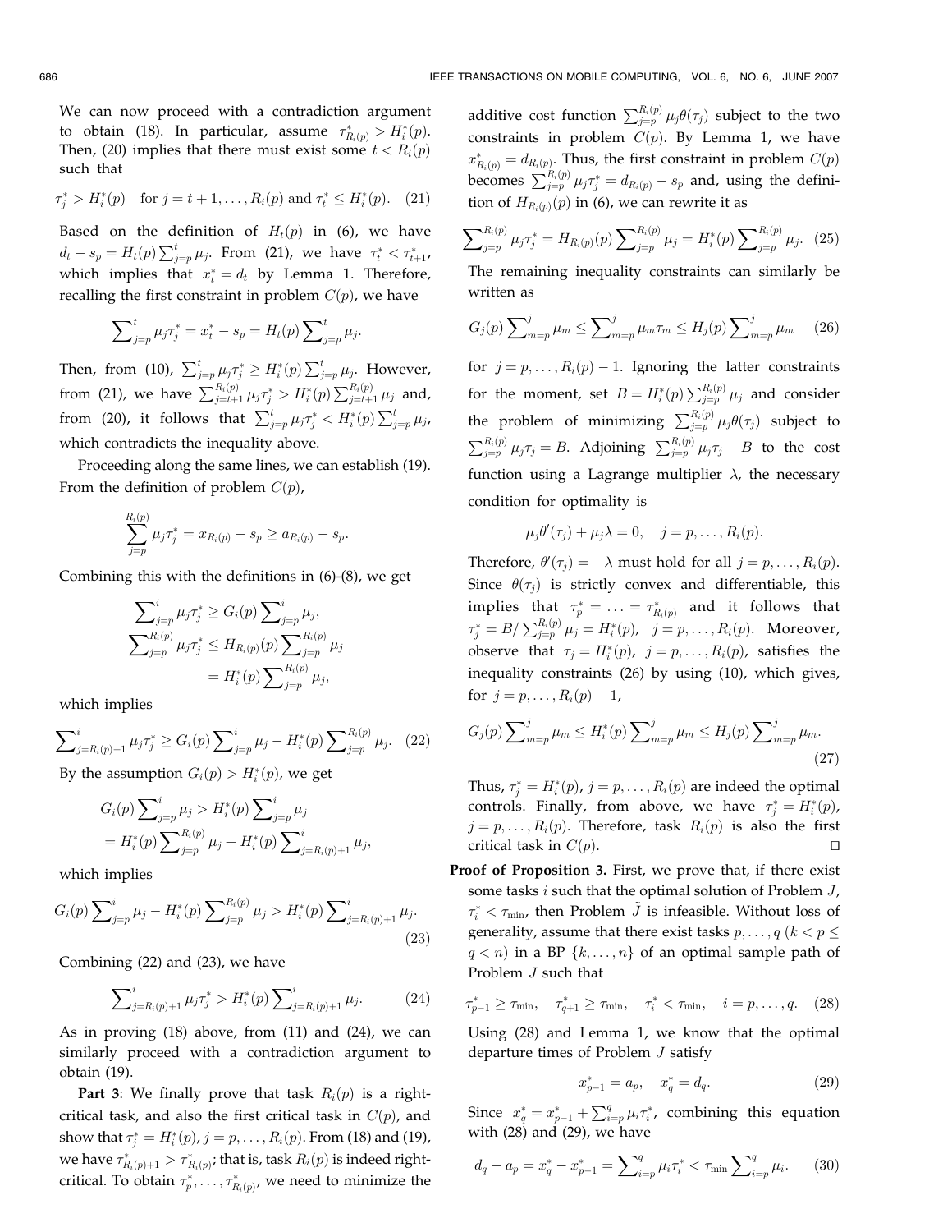We can now proceed with a contradiction argument to obtain (18). In particular, assume $\tau^*_{R_i(p)} > H^*_i(p)$. Then, (20) implies that there must exist some $t < R_i(p)$ such that

$$\tau^*_j > H^*_i(p) \quad \text{for } j = t+1, \ldots, R_i(p) \text{ and } \tau^*_t \le H^*_i(p). \tag{21}$$

Based on the definition of $H_t(p)$ in (6), we have $d_t - s_p = H_t(p)\sum_{j=p}^{t}\mu_j$. From (21), we have $\tau^*_t < \tau^*_{t+1}$, which implies that $x^*_t = d_t$ by Lemma 1. Therefore, recalling the first constraint in problem $C(p)$, we have

$$\sum\nolimits_{j=p}^{t}\mu_j\tau^*_j = x^*_t - s_p = H_t(p)\sum\nolimits_{j=p}^{t}\mu_j.$$

Then, from (10), $\sum_{j=p}^{t}\mu_j\tau^*_j \ge H^*_i(p)\sum_{j=p}^{t}\mu_j$. However, from (21), we have $\sum_{j=t+1}^{R_i(p)}\mu_j\tau^*_j > H^*_i(p)\sum_{j=t+1}^{R_i(p)}\mu_j$ and, from (20), it follows that $\sum_{j=p}^{t}\mu_j\tau^*_j < H^*_i(p)\sum_{j=p}^{t}\mu_j$, which contradicts the inequality above.

Proceeding along the same lines, we can establish (19). From the definition of problem $C(p)$,

$$\sum_{j=p}^{R_i(p)}\mu_j\tau^*_j = x_{R_i(p)} - s_p \ge a_{R_i(p)} - s_p.$$

Combining this with the definitions in (6)-(8), we get

$$\begin{aligned}\sum\nolimits_{j=p}^{i}\mu_j\tau^*_j &\ge G_i(p)\sum\nolimits_{j=p}^{i}\mu_j,\\ \sum\nolimits_{j=p}^{R_i(p)}\mu_j\tau^*_j &\le H_{R_i(p)}(p)\sum\nolimits_{j=p}^{R_i(p)}\mu_j\\ &= H^*_i(p)\sum\nolimits_{j=p}^{R_i(p)}\mu_j,\end{aligned}$$

which implies

$$\sum\nolimits_{j=R_i(p)+1}^{i}\mu_j\tau^*_j \ge G_i(p)\sum\nolimits_{j=p}^{i}\mu_j - H^*_i(p)\sum\nolimits_{j=p}^{R_i(p)}\mu_j. \tag{22}$$

By the assumption $G_i(p) > H^*_i(p)$, we get

$$\begin{aligned}G_i(p)\sum\nolimits_{j=p}^{i}\mu_j &> H^*_i(p)\sum\nolimits_{j=p}^{i}\mu_j\\ &= H^*_i(p)\sum\nolimits_{j=p}^{R_i(p)}\mu_j + H^*_i(p)\sum\nolimits_{j=R_i(p)+1}^{i}\mu_j,\end{aligned}$$

which implies

$$G_i(p)\sum\nolimits_{j=p}^{i}\mu_j - H^*_i(p)\sum\nolimits_{j=p}^{R_i(p)}\mu_j > H^*_i(p)\sum\nolimits_{j=R_i(p)+1}^{i}\mu_j. \tag{23}$$

Combining (22) and (23), we have

$$\sum\nolimits_{j=R_i(p)+1}^{i}\mu_j\tau^*_j > H^*_i(p)\sum\nolimits_{j=R_i(p)+1}^{i}\mu_j. \tag{24}$$

As in proving (18) above, from (11) and (24), we can similarly proceed with a contradiction argument to obtain (19).

**Part 3**: We finally prove that task $R_i(p)$ is a right-critical task, and also the first critical task in $C(p)$, and show that $\tau^*_j = H^*_i(p)$, $j = p, \ldots, R_i(p)$. From (18) and (19), we have $\tau^*_{R_i(p)+1} > \tau^*_{R_i(p)}$; that is, task $R_i(p)$ is indeed right-critical. To obtain $\tau^*_p, \ldots, \tau^*_{R_i(p)}$, we need to minimize the additive cost function $\sum_{j=p}^{R_i(p)}\mu_j\theta(\tau_j)$ subject to the two constraints in problem $C(p)$. By Lemma 1, we have $x^*_{R_i(p)} = d_{R_i(p)}$. Thus, the first constraint in problem $C(p)$ becomes $\sum_{j=p}^{R_i(p)}\mu_j\tau^*_j = d_{R_i(p)} - s_p$ and, using the definition of $H_{R_i(p)}(p)$ in (6), we can rewrite it as

$$\sum\nolimits_{j=p}^{R_i(p)}\mu_j\tau^*_j = H_{R_i(p)}(p)\sum\nolimits_{j=p}^{R_i(p)}\mu_j = H^*_i(p)\sum\nolimits_{j=p}^{R_i(p)}\mu_j. \tag{25}$$

The remaining inequality constraints can similarly be written as

$$G_j(p)\sum\nolimits_{m=p}^{j}\mu_m \le \sum\nolimits_{m=p}^{j}\mu_m\tau_m \le H_j(p)\sum\nolimits_{m=p}^{j}\mu_m \tag{26}$$

for $j = p, \ldots, R_i(p) - 1$. Ignoring the latter constraints for the moment, set $B = H^*_i(p)\sum_{j=p}^{R_i(p)}\mu_j$ and consider the problem of minimizing $\sum_{j=p}^{R_i(p)}\mu_j\theta(\tau_j)$ subject to $\sum_{j=p}^{R_i(p)}\mu_j\tau_j = B$. Adjoining $\sum_{j=p}^{R_i(p)}\mu_j\tau_j - B$ to the cost function using a Lagrange multiplier $\lambda$, the necessary condition for optimality is

$$\mu_j\theta'(\tau_j) + \mu_j\lambda = 0, \quad j = p, \ldots, R_i(p).$$

Therefore, $\theta'(\tau_j) = -\lambda$ must hold for all $j = p, \ldots, R_i(p)$. Since $\theta(\tau_j)$ is strictly convex and differentiable, this implies that $\tau^*_p = \ldots = \tau^*_{R_i(p)}$ and it follows that $\tau^*_j = B/\sum_{j=p}^{R_i(p)}\mu_j = H^*_i(p)$, $j = p, \ldots, R_i(p)$. Moreover, observe that $\tau_j = H^*_i(p)$, $j = p, \ldots, R_i(p)$, satisfies the inequality constraints (26) by using (10), which gives, for $j = p, \ldots, R_i(p) - 1$,

$$G_j(p)\sum\nolimits_{m=p}^{j}\mu_m \le H^*_i(p)\sum\nolimits_{m=p}^{j}\mu_m \le H_j(p)\sum\nolimits_{m=p}^{j}\mu_m. \tag{27}$$

Thus, $\tau^*_j = H^*_i(p)$, $j = p, \ldots, R_i(p)$ are indeed the optimal controls. Finally, from above, we have $\tau^*_j = H^*_i(p)$, $j = p, \ldots, R_i(p)$. Therefore, task $R_i(p)$ is also the first critical task in $C(p)$. □

**Proof of Proposition 3.** First, we prove that, if there exist some tasks $i$ such that the optimal solution of Problem $J$, $\tau^*_i < \tau_{\min}$, then Problem $\tilde{J}$ is infeasible. Without loss of generality, assume that there exist tasks $p, \ldots, q$ $(k < p \le q < n)$ in a BP $\{k, \ldots, n\}$ of an optimal sample path of Problem $J$ such that

$$\tau^*_{p-1} \ge \tau_{\min}, \quad \tau^*_{q+1} \ge \tau_{\min}, \quad \tau^*_i < \tau_{\min}, \quad i = p, \ldots, q. \tag{28}$$

Using (28) and Lemma 1, we know that the optimal departure times of Problem $J$ satisfy

$$x^*_{p-1} = a_p, \quad x^*_q = d_q. \tag{29}$$

Since $x^*_q = x^*_{p-1} + \sum_{i=p}^{q}\mu_i\tau^*_i$, combining this equation with (28) and (29), we have

$$d_q - a_p = x^*_q - x^*_{p-1} = \sum\nolimits_{i=p}^{q}\mu_i\tau^*_i < \tau_{\min}\sum\nolimits_{i=p}^{q}\mu_i. \tag{30}$$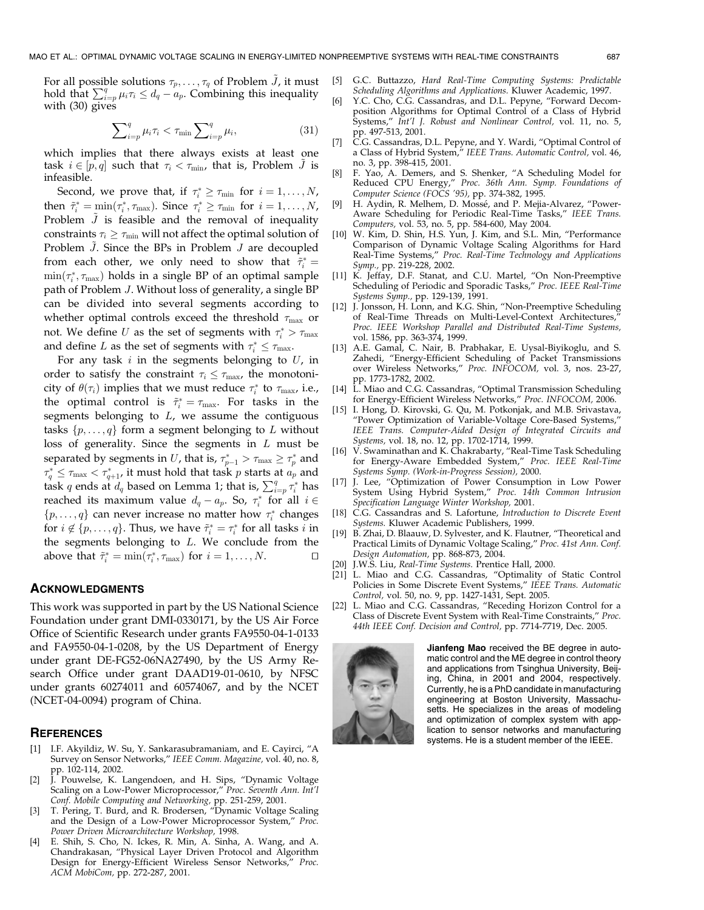For all possible solutions $\tau_p, \ldots, \tau_q$ of Problem $\tilde{J}$, it must hold that $\sum_{i=p}^{q} \mu_i \tau_i \leq d_q - a_p$. Combining this inequality with (30) gives

$$\sum\nolimits_{i=p}^{q} \mu_i \tau_i < \tau_{\min} \sum\nolimits_{i=p}^{q} \mu_i, \tag{31}$$

which implies that there always exists at least one task $i \in [p, q]$ such that $\tau_i < \tau_{\min}$, that is, Problem $\tilde{J}$ is infeasible.

Second, we prove that, if $\tau_i^* \geq \tau_{\min}$ for $i = 1, \ldots, N$, then $\tilde{\tau}_i^* = \min(\tau_i^*, \tau_{\max})$. Since $\tau_i^* \geq \tau_{\min}$ for $i = 1, \ldots, N$, Problem $\tilde{J}$ is feasible and the removal of inequality constraints $\tau_i \geq \tau_{\min}$ will not affect the optimal solution of Problem $\tilde{J}$. Since the BPs in Problem $J$ are decoupled from each other, we only need to show that $\tilde{\tau}_i^* = \min(\tau_i^*, \tau_{\max})$ holds in a single BP of an optimal sample path of Problem $J$. Without loss of generality, a single BP can be divided into several segments according to whether optimal controls exceed the threshold $\tau_{\max}$ or not. We define $U$ as the set of segments with $\tau_i^* > \tau_{\max}$ and define $L$ as the set of segments with $\tau_i^* \leq \tau_{\max}$.

For any task $i$ in the segments belonging to $U$, in order to satisfy the constraint $\tau_i \leq \tau_{\max}$, the monotonicity of $\theta(\tau_i)$ implies that we must reduce $\tau_i^*$ to $\tau_{\max}$, i.e., the optimal control is $\tilde{\tau}_i^* = \tau_{\max}$. For tasks in the segments belonging to $L$, we assume the contiguous tasks $\{p, \ldots, q\}$ form a segment belonging to $L$ without loss of generality. Since the segments in $L$ must be separated by segments in $U$, that is, $\tau_{p-1}^* > \tau_{\max} \geq \tau_p^*$ and $\tau_q^* \leq \tau_{\max} < \tau_{q+1}^*$, it must hold that task $p$ starts at $a_p$ and task $q$ ends at $d_q$ based on Lemma 1; that is, $\sum_{i=p}^{q} \tau_i^*$ has reached its maximum value $d_q - a_p$. So, $\tau_i^*$ for all $i \in \{p, \ldots, q\}$ can never increase no matter how $\tau_i^*$ changes for $i \notin \{p, \ldots, q\}$. Thus, we have $\tilde{\tau}_i^* = \tau_i^*$ for all tasks $i$ in the segments belonging to $L$. We conclude from the above that $\tilde{\tau}_i^* = \min(\tau_i^*, \tau_{\max})$ for $i = 1, \ldots, N$. □

## Acknowledgments

This work was supported in part by the US National Science Foundation under grant DMI-0330171, by the US Air Force Office of Scientific Research under grants FA9550-04-1-0133 and FA9550-04-1-0208, by the US Department of Energy under grant DE-FG52-06NA27490, by the US Army Research Office under grant DAAD19-01-0610, by NFSC under grants 60274011 and 60574067, and by the NCET (NCET-04-0094) program of China.

## References

[1] I.F. Akyildiz, W. Su, Y. Sankarasubramaniam, and E. Cayirci, "A Survey on Sensor Networks," *IEEE Comm. Magazine*, vol. 40, no. 8, pp. 102-114, 2002.

[2] J. Pouwelse, K. Langendoen, and H. Sips, "Dynamic Voltage Scaling on a Low-Power Microprocessor," *Proc. Seventh Ann. Int'l Conf. Mobile Computing and Networking*, pp. 251-259, 2001.

[3] T. Pering, T. Burd, and R. Brodersen, "Dynamic Voltage Scaling and the Design of a Low-Power Microprocessor System," *Proc. Power Driven Microarchitecture Workshop*, 1998.

[4] E. Shih, S. Cho, N. Ickes, R. Min, A. Sinha, A. Wang, and A. Chandrakasan, "Physical Layer Driven Protocol and Algorithm Design for Energy-Efficient Wireless Sensor Networks," *Proc. ACM MobiCom*, pp. 272-287, 2001.

[5] G.C. Buttazzo, *Hard Real-Time Computing Systems: Predictable Scheduling Algorithms and Applications*. Kluwer Academic, 1997.

[6] Y.C. Cho, C.G. Cassandras, and D.L. Pepyne, "Forward Decomposition Algorithms for Optimal Control of a Class of Hybrid Systems," *Int'l J. Robust and Nonlinear Control*, vol. 11, no. 5, pp. 497-513, 2001.

[7] C.G. Cassandras, D.L. Pepyne, and Y. Wardi, "Optimal Control of a Class of Hybrid System," *IEEE Trans. Automatic Control*, vol. 46, no. 3, pp. 398-415, 2001.

[8] F. Yao, A. Demers, and S. Shenker, "A Scheduling Model for Reduced CPU Energy," *Proc. 36th Ann. Symp. Foundations of Computer Science (FOCS '95)*, pp. 374-382, 1995.

[9] H. Aydin, R. Melhem, D. Mossé, and P. Mejia-Alvarez, "Power-Aware Scheduling for Periodic Real-Time Tasks," *IEEE Trans. Computers*, vol. 53, no. 5, pp. 584-600, May 2004.

[10] W. Kim, D. Shin, H.S. Yun, J. Kim, and S.L. Min, "Performance Comparison of Dynamic Voltage Scaling Algorithms for Hard Real-Time Systems," *Proc. Real-Time Technology and Applications Symp.*, pp. 219-228, 2002.

[11] K. Jeffay, D.F. Stanat, and C.U. Martel, "On Non-Preemptive Scheduling of Periodic and Sporadic Tasks," *Proc. IEEE Real-Time Systems Symp.*, pp. 129-139, 1991.

[12] J. Jonsson, H. Lonn, and K.G. Shin, "Non-Preemptive Scheduling of Real-Time Threads on Multi-Level-Context Architectures," *Proc. IEEE Workshop Parallel and Distributed Real-Time Systems*, vol. 1586, pp. 363-374, 1999.

[13] A.E. Gamal, C. Nair, B. Prabhakar, E. Uysal-Biyikoglu, and S. Zahedi, "Energy-Efficient Scheduling of Packet Transmissions over Wireless Networks," *Proc. INFOCOM*, vol. 3, nos. 23-27, pp. 1773-1782, 2002.

[14] L. Miao and C.G. Cassandras, "Optimal Transmission Scheduling for Energy-Efficient Wireless Networks," *Proc. INFOCOM*, 2006.

[15] I. Hong, D. Kirovski, G. Qu, M. Potkonjak, and M.B. Srivastava, "Power Optimization of Variable-Voltage Core-Based Systems," *IEEE Trans. Computer-Aided Design of Integrated Circuits and Systems*, vol. 18, no. 12, pp. 1702-1714, 1999.

[16] V. Swaminathan and K. Chakrabarty, "Real-Time Task Scheduling for Energy-Aware Embedded System," *Proc. IEEE Real-Time Systems Symp. (Work-in-Progress Session)*, 2000.

[17] J. Lee, "Optimization of Power Consumption in Low Power System Using Hybrid System," *Proc. 14th Common Intrusion Specification Language Winter Workshop*, 2001.

[18] C.G. Cassandras and S. Lafortune, *Introduction to Discrete Event Systems*. Kluwer Academic Publishers, 1999.

[19] B. Zhai, D. Blaauw, D. Sylvester, and K. Flautner, "Theoretical and Practical Limits of Dynamic Voltage Scaling," *Proc. 41st Ann. Conf. Design Automation*, pp. 868-873, 2004.

[20] J.W.S. Liu, *Real-Time Systems*. Prentice Hall, 2000.

[21] L. Miao and C.G. Cassandras, "Optimality of Static Control Policies in Some Discrete Event Systems," *IEEE Trans. Automatic Control*, vol. 50, no. 9, pp. 1427-1431, Sept. 2005.

[22] L. Miao and C.G. Cassandras, "Receding Horizon Control for a Class of Discrete Event System with Real-Time Constraints," *Proc. 44th IEEE Conf. Decision and Control*, pp. 7714-7719, Dec. 2005.

**Jianfeng Mao** received the BE degree in automatic control and the ME degree in control theory and applications from Tsinghua University, Beijing, China, in 2001 and 2004, respectively. Currently, he is a PhD candidate in manufacturing engineering at Boston University, Massachusetts. He specializes in the areas of modeling and optimization of complex system with application to sensor networks and manufacturing systems. He is a student member of the IEEE.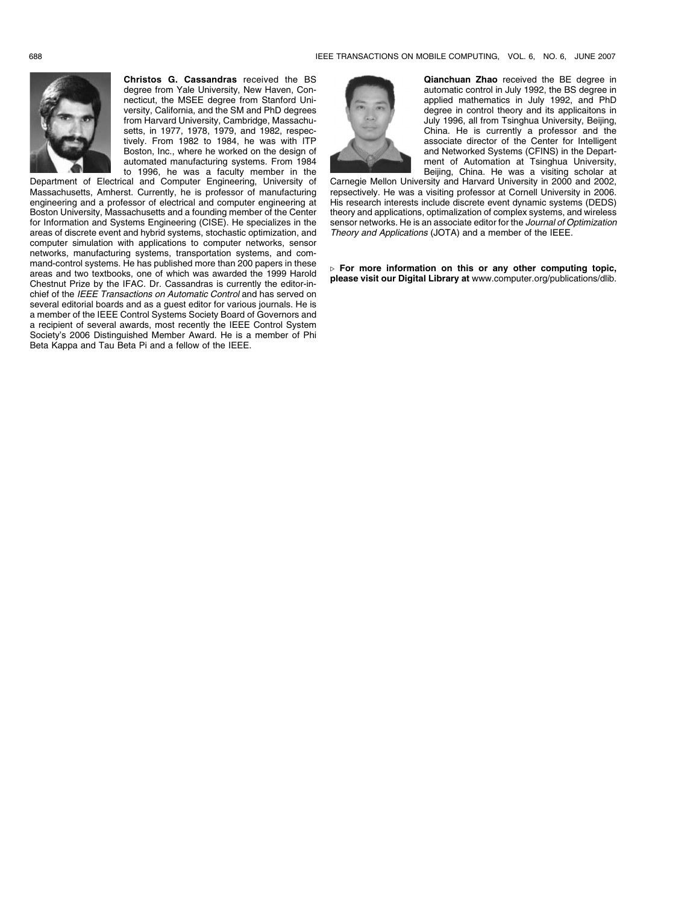**Christos G. Cassandras** received the BS degree from Yale University, New Haven, Connecticut, the MSEE degree from Stanford University, California, and the SM and PhD degrees from Harvard University, Cambridge, Massachusetts, in 1977, 1978, 1979, and 1982, respectively. From 1982 to 1984, he was with ITP Boston, Inc., where he worked on the design of automated manufacturing systems. From 1984 to 1996, he was a faculty member in the Department of Electrical and Computer Engineering, University of Massachusetts, Amherst. Currently, he is professor of manufacturing engineering and a professor of electrical and computer engineering at Boston University, Massachusetts and a founding member of the Center for Information and Systems Engineering (CISE). He specializes in the areas of discrete event and hybrid systems, stochastic optimization, and computer simulation with applications to computer networks, sensor networks, manufacturing systems, transportation systems, and command-control systems. He has published more than 200 papers in these areas and two textbooks, one of which was awarded the 1999 Harold Chestnut Prize by the IFAC. Dr. Cassandras is currently the editor-in-chief of the *IEEE Transactions on Automatic Control* and has served on several editorial boards and as a guest editor for various journals. He is a member of the IEEE Control Systems Society Board of Governors and a recipient of several awards, most recently the IEEE Control System Society's 2006 Distinguished Member Award. He is a member of Phi Beta Kappa and Tau Beta Pi and a fellow of the IEEE.

**Qianchuan Zhao** received the BE degree in automatic control in July 1992, the BS degree in applied mathematics in July 1992, and PhD degree in control theory and its applicaitons in July 1996, all from Tsinghua University, Beijing, China. He is currently a professor and the associate director of the Center for Intelligent and Networked Systems (CFINS) in the Department of Automation at Tsinghua University, Beijing, China. He was a visiting scholar at Carnegie Mellon University and Harvard University in 2000 and 2002, repsectively. He was a visiting professor at Cornell University in 2006. His research interests include discrete event dynamic systems (DEDS) theory and applications, optimalization of complex systems, and wireless sensor networks. He is an associate editor for the *Journal of Optimization Theory and Applications* (JOTA) and a member of the IEEE.

▷ **For more information on this or any other computing topic, please visit our Digital Library at** www.computer.org/publications/dlib.